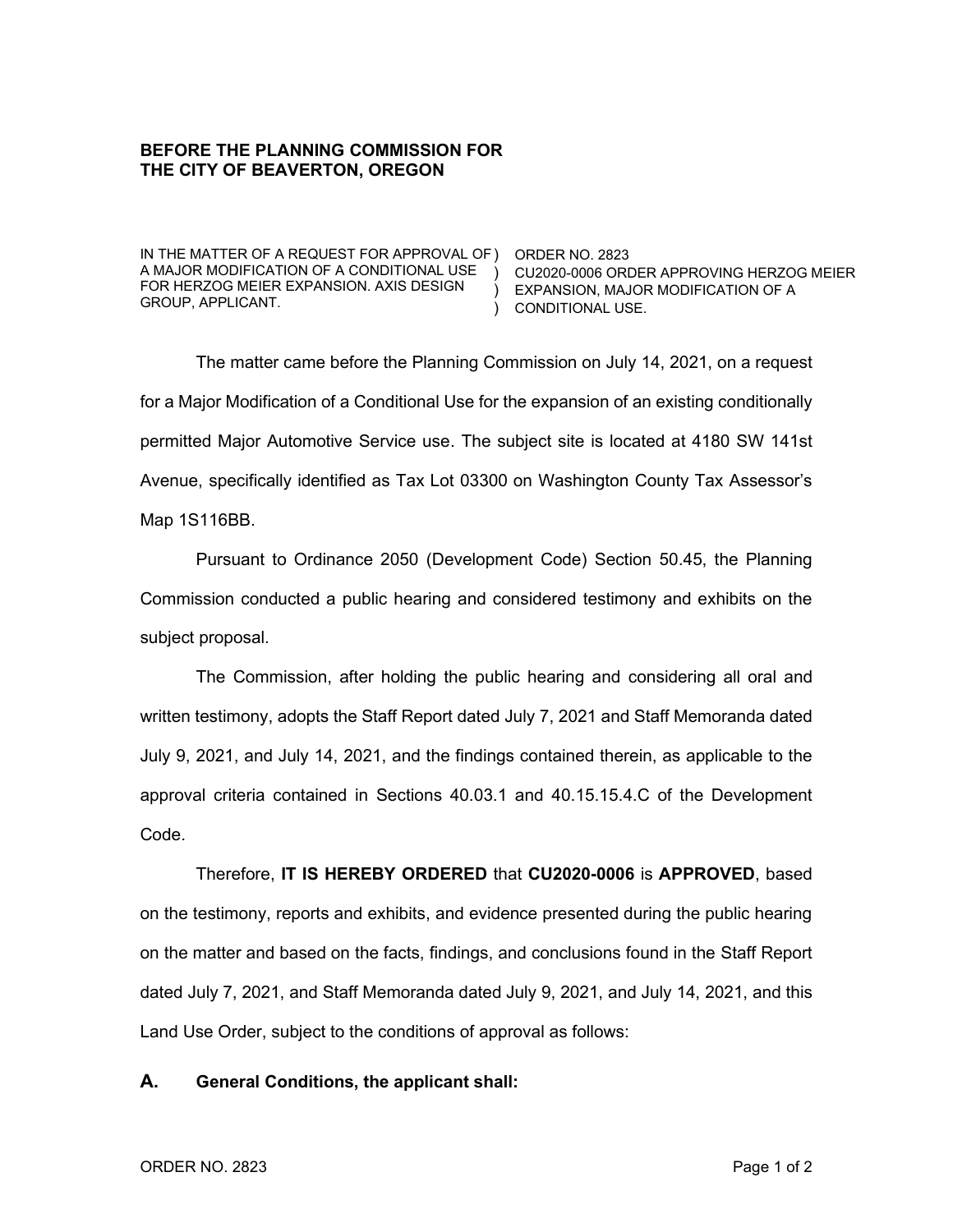**BEFORE THE PLANNING COMMISSION FOR THE CITY OF BEAVERTON, OREGON**

| | | |
|---|---|---|
| IN THE MATTER OF A REQUEST FOR APPROVAL OF A MAJOR MODIFICATION OF A CONDITIONAL USE FOR HERZOG MEIER EXPANSION. AXIS DESIGN GROUP, APPLICANT. | ) ) ) ) | ORDER NO. 2823 CU2020-0006 ORDER APPROVING HERZOG MEIER EXPANSION, MAJOR MODIFICATION OF A CONDITIONAL USE. |

The matter came before the Planning Commission on July 14, 2021, on a request for a Major Modification of a Conditional Use for the expansion of an existing conditionally permitted Major Automotive Service use. The subject site is located at 4180 SW 141st Avenue, specifically identified as Tax Lot 03300 on Washington County Tax Assessor's Map 1S116BB.

Pursuant to Ordinance 2050 (Development Code) Section 50.45, the Planning Commission conducted a public hearing and considered testimony and exhibits on the subject proposal.

The Commission, after holding the public hearing and considering all oral and written testimony, adopts the Staff Report dated July 7, 2021 and Staff Memoranda dated July 9, 2021, and July 14, 2021, and the findings contained therein, as applicable to the approval criteria contained in Sections 40.03.1 and 40.15.15.4.C of the Development Code.

Therefore, **IT IS HEREBY ORDERED** that **CU2020-0006** is **APPROVED**, based on the testimony, reports and exhibits, and evidence presented during the public hearing on the matter and based on the facts, findings, and conclusions found in the Staff Report dated July 7, 2021, and Staff Memoranda dated July 9, 2021, and July 14, 2021, and this Land Use Order, subject to the conditions of approval as follows:

## A. General Conditions, the applicant shall: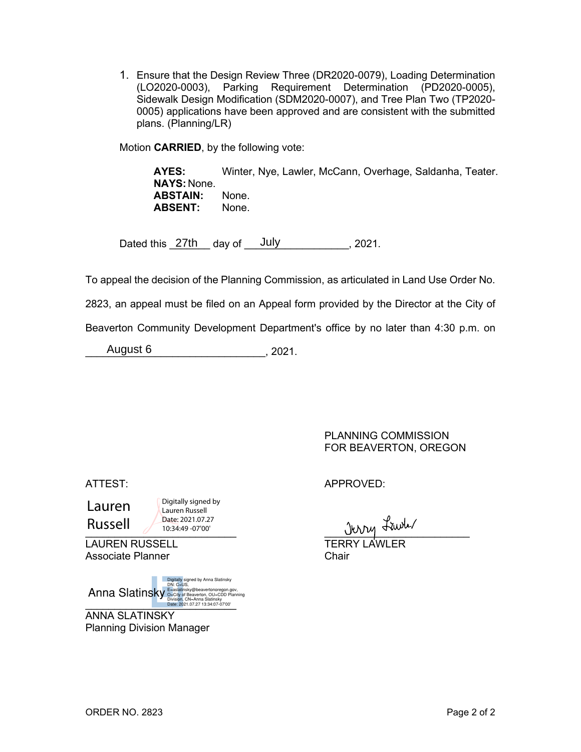1. Ensure that the Design Review Three (DR2020-0079), Loading Determination (LO2020-0003), Parking Requirement Determination (PD2020-0005), Sidewalk Design Modification (SDM2020-0007), and Tree Plan Two (TP2020-0005) applications have been approved and are consistent with the submitted plans. (Planning/LR)

Motion **CARRIED**, by the following vote:

**AYES:** Winter, Nye, Lawler, McCann, Overhage, Saldanha, Teater.
**NAYS:** None.
**ABSTAIN:** None.
**ABSENT:** None.

Dated this 27th day of July, 2021.

To appeal the decision of the Planning Commission, as articulated in Land Use Order No. 2823, an appeal must be filed on an Appeal form provided by the Director at the City of Beaverton Community Development Department's office by no later than 4:30 p.m. on August 6, 2021.

PLANNING COMMISSION
FOR BEAVERTON, OREGON

ATTEST:

Lauren Russell — Digitally signed by Lauren Russell Date: 2021.07.27 10:34:49 -07'00'

LAUREN RUSSELL
Associate Planner

Anna Slatinsky — Digitally signed by Anna Slatinsky DN: C=US, E=aslatinsky@beavertonoregon.gov, O=City of Beaverton, OU=CDD Planning Division, CN=Anna Slatinsky Date: 2021.07.27 13:34:07-07'00'

ANNA SLATINSKY
Planning Division Manager

APPROVED:

TERRY LAWLER
Chair

ORDER NO. 2823